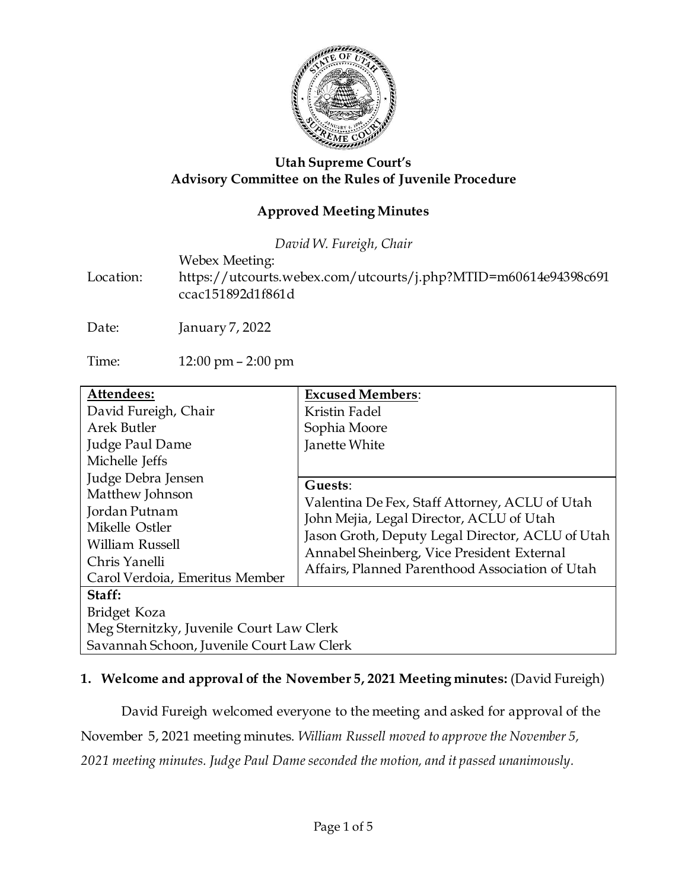**Utah Supreme Court's**
**Advisory Committee on the Rules of Juvenile Procedure**

**Approved Meeting Minutes**

*David W. Fureigh, Chair*

Location: Webex Meeting: https://utcourts.webex.com/utcourts/j.php?MTID=m60614e94398c691ccac151892d1f861d

Date: January 7, 2022

Time: 12:00 pm – 2:00 pm

| **Attendees:** | **Excused Members**: |
|---|---|
| David Fureigh, Chair<br>Arek Butler<br>Judge Paul Dame<br>Michelle Jeffs<br>Judge Debra Jensen<br>Matthew Johnson<br>Jordan Putnam<br>Mikelle Ostler<br>William Russell<br>Chris Yanelli<br>Carol Verdoia, Emeritus Member | Kristin Fadel<br>Sophia Moore<br>Janette White<br><br>**Guests**:<br>Valentina De Fex, Staff Attorney, ACLU of Utah<br>John Mejia, Legal Director, ACLU of Utah<br>Jason Groth, Deputy Legal Director, ACLU of Utah<br>Annabel Sheinberg, Vice President External Affairs, Planned Parenthood Association of Utah |
| **Staff:**<br>Bridget Koza<br>Meg Sternitzky, Juvenile Court Law Clerk<br>Savannah Schoon, Juvenile Court Law Clerk | |

**1. Welcome and approval of the November 5, 2021 Meeting minutes:** (David Fureigh)

David Fureigh welcomed everyone to the meeting and asked for approval of the November 5, 2021 meeting minutes. *William Russell moved to approve the November 5, 2021 meeting minutes. Judge Paul Dame seconded the motion, and it passed unanimously.*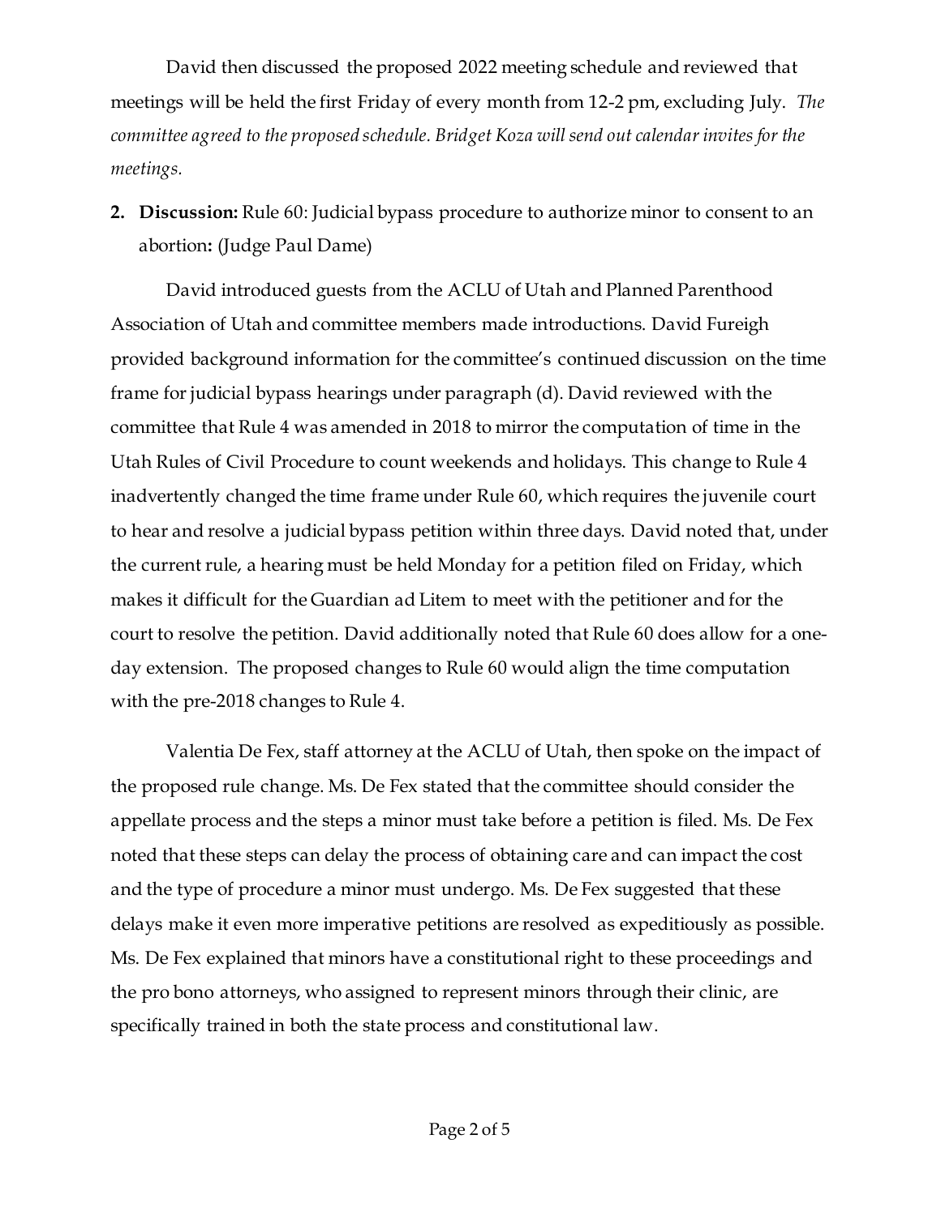David then discussed the proposed 2022 meeting schedule and reviewed that meetings will be held the first Friday of every month from 12-2 pm, excluding July. *The committee agreed to the proposed schedule. Bridget Koza will send out calendar invites for the meetings.*

2. **Discussion:** Rule 60: Judicial bypass procedure to authorize minor to consent to an abortion**:** (Judge Paul Dame)

David introduced guests from the ACLU of Utah and Planned Parenthood Association of Utah and committee members made introductions. David Fureigh provided background information for the committee's continued discussion on the time frame for judicial bypass hearings under paragraph (d). David reviewed with the committee that Rule 4 was amended in 2018 to mirror the computation of time in the Utah Rules of Civil Procedure to count weekends and holidays. This change to Rule 4 inadvertently changed the time frame under Rule 60, which requires the juvenile court to hear and resolve a judicial bypass petition within three days. David noted that, under the current rule, a hearing must be held Monday for a petition filed on Friday, which makes it difficult for the Guardian ad Litem to meet with the petitioner and for the court to resolve the petition. David additionally noted that Rule 60 does allow for a one-day extension. The proposed changes to Rule 60 would align the time computation with the pre-2018 changes to Rule 4.

Valentia De Fex, staff attorney at the ACLU of Utah, then spoke on the impact of the proposed rule change. Ms. De Fex stated that the committee should consider the appellate process and the steps a minor must take before a petition is filed. Ms. De Fex noted that these steps can delay the process of obtaining care and can impact the cost and the type of procedure a minor must undergo. Ms. De Fex suggested that these delays make it even more imperative petitions are resolved as expeditiously as possible. Ms. De Fex explained that minors have a constitutional right to these proceedings and the pro bono attorneys, who assigned to represent minors through their clinic, are specifically trained in both the state process and constitutional law.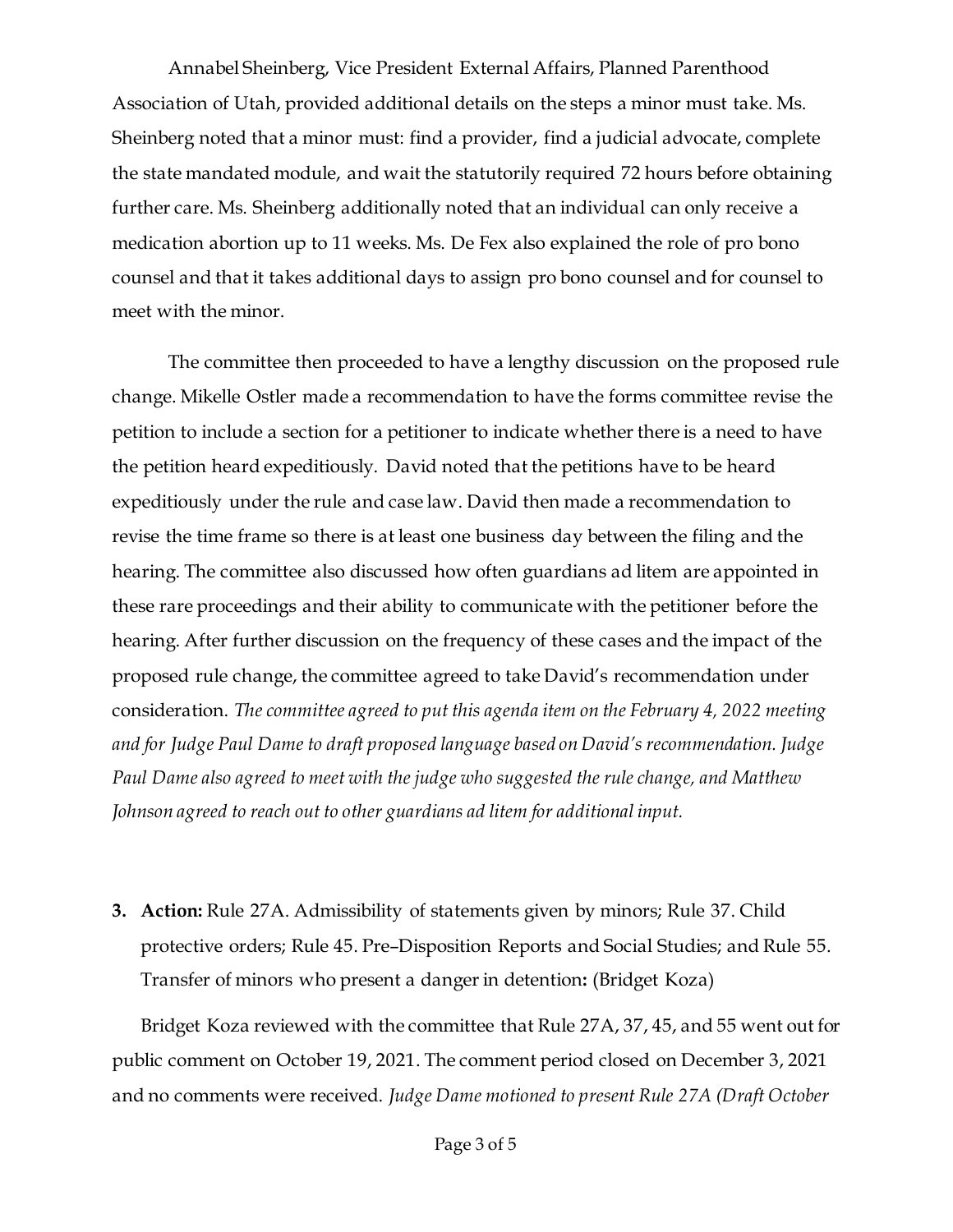Annabel Sheinberg, Vice President External Affairs, Planned Parenthood Association of Utah, provided additional details on the steps a minor must take. Ms. Sheinberg noted that a minor must: find a provider, find a judicial advocate, complete the state mandated module, and wait the statutorily required 72 hours before obtaining further care. Ms. Sheinberg additionally noted that an individual can only receive a medication abortion up to 11 weeks. Ms. De Fex also explained the role of pro bono counsel and that it takes additional days to assign pro bono counsel and for counsel to meet with the minor.

The committee then proceeded to have a lengthy discussion on the proposed rule change. Mikelle Ostler made a recommendation to have the forms committee revise the petition to include a section for a petitioner to indicate whether there is a need to have the petition heard expeditiously. David noted that the petitions have to be heard expeditiously under the rule and case law. David then made a recommendation to revise the time frame so there is at least one business day between the filing and the hearing. The committee also discussed how often guardians ad litem are appointed in these rare proceedings and their ability to communicate with the petitioner before the hearing. After further discussion on the frequency of these cases and the impact of the proposed rule change, the committee agreed to take David's recommendation under consideration. *The committee agreed to put this agenda item on the February 4, 2022 meeting and for Judge Paul Dame to draft proposed language based on David's recommendation. Judge Paul Dame also agreed to meet with the judge who suggested the rule change, and Matthew Johnson agreed to reach out to other guardians ad litem for additional input.*

3. **Action:** Rule 27A. Admissibility of statements given by minors; Rule 37. Child protective orders; Rule 45. Pre–Disposition Reports and Social Studies; and Rule 55. Transfer of minors who present a danger in detention**:** (Bridget Koza)

Bridget Koza reviewed with the committee that Rule 27A, 37, 45, and 55 went out for public comment on October 19, 2021. The comment period closed on December 3, 2021 and no comments were received. *Judge Dame motioned to present Rule 27A (Draft October*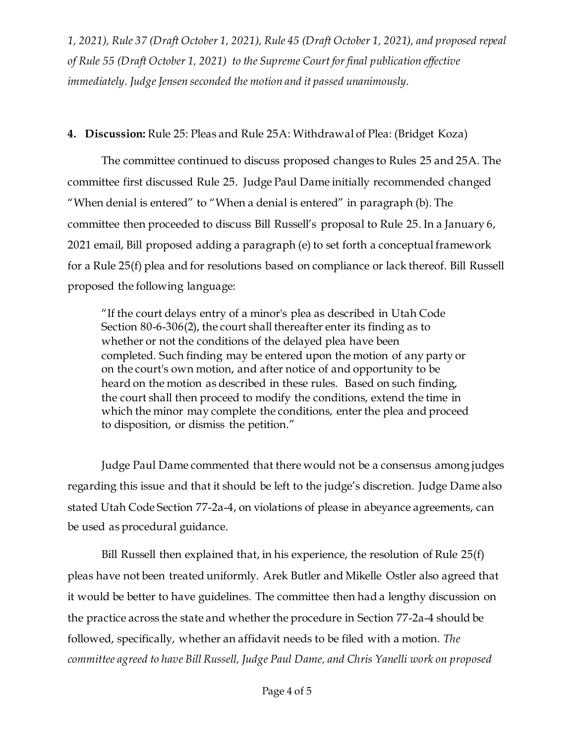*1, 2021), Rule 37 (Draft October 1, 2021), Rule 45 (Draft October 1, 2021), and proposed repeal of Rule 55 (Draft October 1, 2021) to the Supreme Court for final publication effective immediately. Judge Jensen seconded the motion and it passed unanimously.*

**4. Discussion:** Rule 25: Pleas and Rule 25A: Withdrawal of Plea: (Bridget Koza)

The committee continued to discuss proposed changes to Rules 25 and 25A. The committee first discussed Rule 25. Judge Paul Dame initially recommended changed "When denial is entered" to "When a denial is entered" in paragraph (b). The committee then proceeded to discuss Bill Russell's proposal to Rule 25. In a January 6, 2021 email, Bill proposed adding a paragraph (e) to set forth a conceptual framework for a Rule 25(f) plea and for resolutions based on compliance or lack thereof. Bill Russell proposed the following language:

> "If the court delays entry of a minor's plea as described in Utah Code Section 80-6-306(2), the court shall thereafter enter its finding as to whether or not the conditions of the delayed plea have been completed. Such finding may be entered upon the motion of any party or on the court's own motion, and after notice of and opportunity to be heard on the motion as described in these rules. Based on such finding, the court shall then proceed to modify the conditions, extend the time in which the minor may complete the conditions, enter the plea and proceed to disposition, or dismiss the petition."

Judge Paul Dame commented that there would not be a consensus among judges regarding this issue and that it should be left to the judge's discretion. Judge Dame also stated Utah Code Section 77-2a-4, on violations of please in abeyance agreements, can be used as procedural guidance.

Bill Russell then explained that, in his experience, the resolution of Rule 25(f) pleas have not been treated uniformly. Arek Butler and Mikelle Ostler also agreed that it would be better to have guidelines. The committee then had a lengthy discussion on the practice across the state and whether the procedure in Section 77-2a-4 should be followed, specifically, whether an affidavit needs to be filed with a motion. *The committee agreed to have Bill Russell, Judge Paul Dame, and Chris Yanelli work on proposed*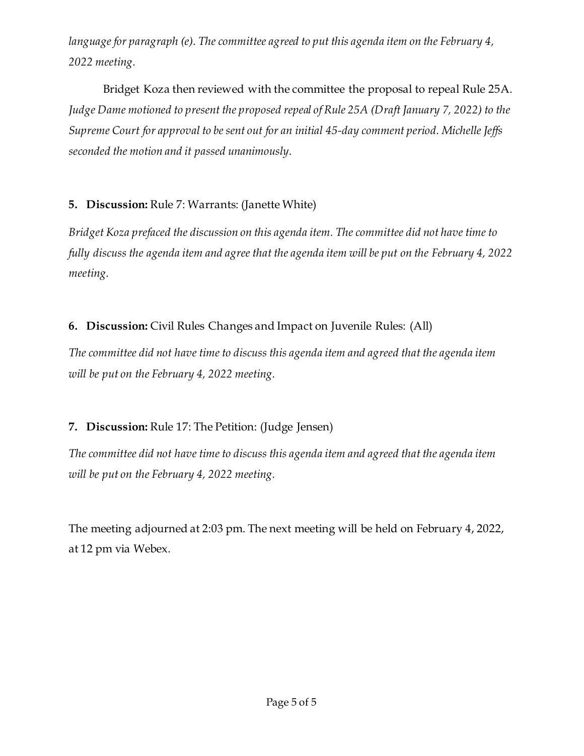*language for paragraph (e). The committee agreed to put this agenda item on the February 4, 2022 meeting.*

Bridget Koza then reviewed with the committee the proposal to repeal Rule 25A. *Judge Dame motioned to present the proposed repeal of Rule 25A (Draft January 7, 2022) to the Supreme Court for approval to be sent out for an initial 45-day comment period. Michelle Jeffs seconded the motion and it passed unanimously.*

**5. Discussion:** Rule 7: Warrants: (Janette White)

*Bridget Koza prefaced the discussion on this agenda item. The committee did not have time to fully discuss the agenda item and agree that the agenda item will be put on the February 4, 2022 meeting.*

**6. Discussion:** Civil Rules Changes and Impact on Juvenile Rules: (All)

*The committee did not have time to discuss this agenda item and agreed that the agenda item will be put on the February 4, 2022 meeting.*

**7. Discussion:** Rule 17: The Petition: (Judge Jensen)

*The committee did not have time to discuss this agenda item and agreed that the agenda item will be put on the February 4, 2022 meeting.*

The meeting adjourned at 2:03 pm. The next meeting will be held on February 4, 2022, at 12 pm via Webex.